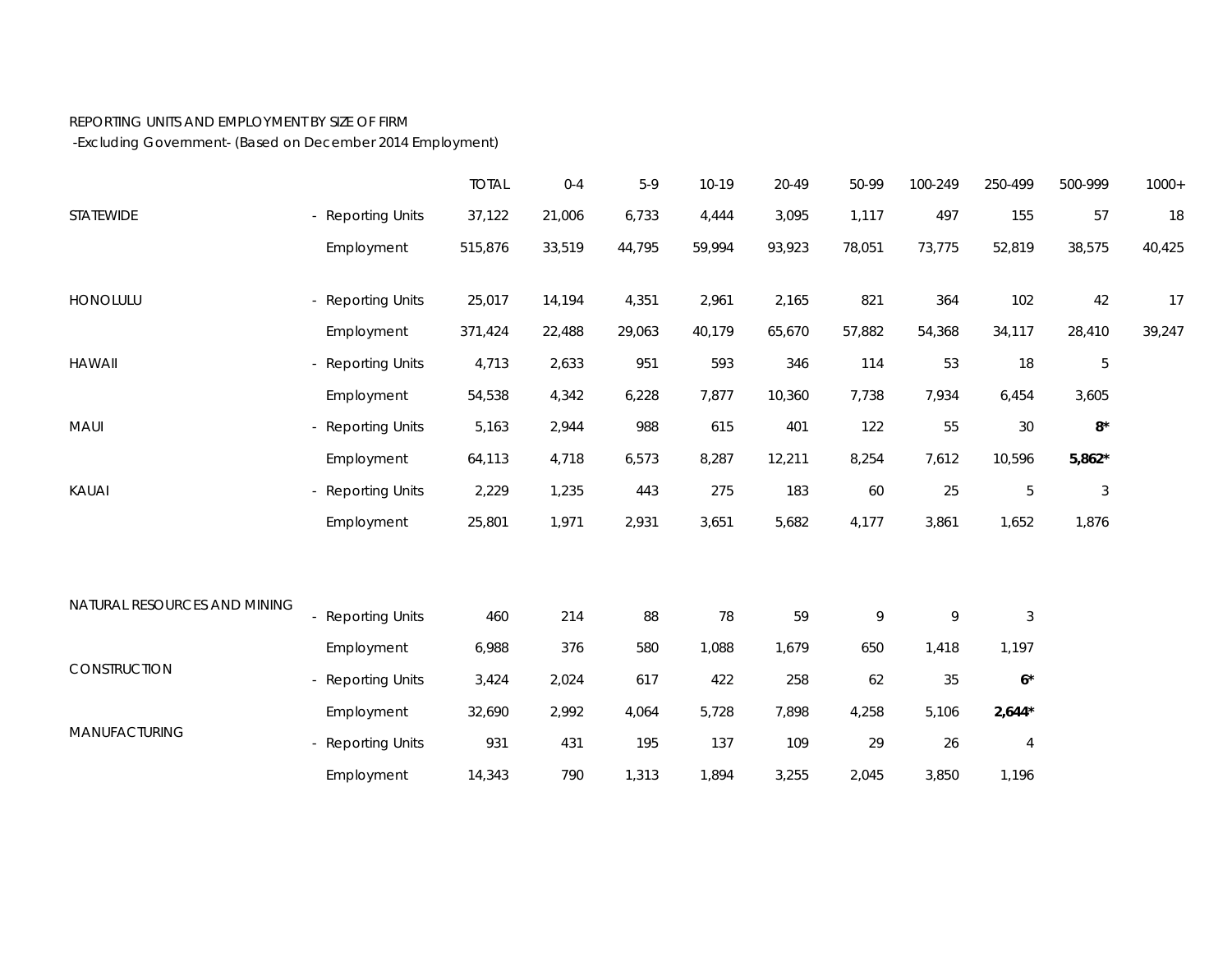REPORTING UNITS AND EMPLOYMENT BY SIZE OF FIRM
-Excluding Government- (Based on December 2014 Employment)

| | | | TOTAL | 0-4 | 5-9 | 10-19 | 20-49 | 50-99 | 100-249 | 250-499 | 500-999 | 1000+ |
|---|---|---|---|---|---|---|---|---|---|---|---|---|
| STATEWIDE | - | Reporting Units | 37,122 | 21,006 | 6,733 | 4,444 | 3,095 | 1,117 | 497 | 155 | 57 | 18 |
| | | Employment | 515,876 | 33,519 | 44,795 | 59,994 | 93,923 | 78,051 | 73,775 | 52,819 | 38,575 | 40,425 |
| HONOLULU | - | Reporting Units | 25,017 | 14,194 | 4,351 | 2,961 | 2,165 | 821 | 364 | 102 | 42 | 17 |
| | | Employment | 371,424 | 22,488 | 29,063 | 40,179 | 65,670 | 57,882 | 54,368 | 34,117 | 28,410 | 39,247 |
| HAWAII | - | Reporting Units | 4,713 | 2,633 | 951 | 593 | 346 | 114 | 53 | 18 | 5 | |
| | | Employment | 54,538 | 4,342 | 6,228 | 7,877 | 10,360 | 7,738 | 7,934 | 6,454 | 3,605 | |
| MAUI | - | Reporting Units | 5,163 | 2,944 | 988 | 615 | 401 | 122 | 55 | 30 | **8*** | |
| | | Employment | 64,113 | 4,718 | 6,573 | 8,287 | 12,211 | 8,254 | 7,612 | 10,596 | **5,862*** | |
| KAUAI | - | Reporting Units | 2,229 | 1,235 | 443 | 275 | 183 | 60 | 25 | 5 | 3 | |
| | | Employment | 25,801 | 1,971 | 2,931 | 3,651 | 5,682 | 4,177 | 3,861 | 1,652 | 1,876 | |
| NATURAL RESOURCES AND MINING | - | Reporting Units | 460 | 214 | 88 | 78 | 59 | 9 | 9 | 3 | | |
| | | Employment | 6,988 | 376 | 580 | 1,088 | 1,679 | 650 | 1,418 | 1,197 | | |
| CONSTRUCTION | - | Reporting Units | 3,424 | 2,024 | 617 | 422 | 258 | 62 | 35 | **6*** | | |
| | | Employment | 32,690 | 2,992 | 4,064 | 5,728 | 7,898 | 4,258 | 5,106 | **2,644*** | | |
| MANUFACTURING | - | Reporting Units | 931 | 431 | 195 | 137 | 109 | 29 | 26 | 4 | | |
| | | Employment | 14,343 | 790 | 1,313 | 1,894 | 3,255 | 2,045 | 3,850 | 1,196 | | |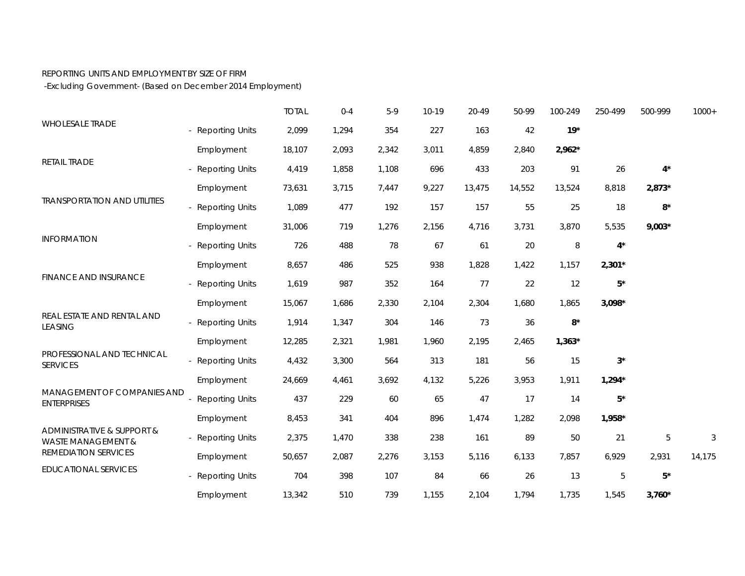REPORTING UNITS AND EMPLOYMENT BY SIZE OF FIRM
-Excluding Government- (Based on December 2014 Employment)

| | | TOTAL | 0-4 | 5-9 | 10-19 | 20-49 | 50-99 | 100-249 | 250-499 | 500-999 | 1000+ |
|---|---|---|---|---|---|---|---|---|---|---|---|
| WHOLESALE TRADE | - Reporting Units | 2,099 | 1,294 | 354 | 227 | 163 | 42 | **19*** | | | |
| | Employment | 18,107 | 2,093 | 2,342 | 3,011 | 4,859 | 2,840 | **2,962*** | | | |
| RETAIL TRADE | - Reporting Units | 4,419 | 1,858 | 1,108 | 696 | 433 | 203 | 91 | 26 | **4*** | |
| | Employment | 73,631 | 3,715 | 7,447 | 9,227 | 13,475 | 14,552 | 13,524 | 8,818 | **2,873*** | |
| TRANSPORTATION AND UTILITIES | - Reporting Units | 1,089 | 477 | 192 | 157 | 157 | 55 | 25 | 18 | **8*** | |
| | Employment | 31,006 | 719 | 1,276 | 2,156 | 4,716 | 3,731 | 3,870 | 5,535 | **9,003*** | |
| INFORMATION | - Reporting Units | 726 | 488 | 78 | 67 | 61 | 20 | 8 | **4*** | | |
| | Employment | 8,657 | 486 | 525 | 938 | 1,828 | 1,422 | 1,157 | **2,301*** | | |
| FINANCE AND INSURANCE | - Reporting Units | 1,619 | 987 | 352 | 164 | 77 | 22 | 12 | **5*** | | |
| | Employment | 15,067 | 1,686 | 2,330 | 2,104 | 2,304 | 1,680 | 1,865 | **3,098*** | | |
| REAL ESTATE AND RENTAL AND LEASING | - Reporting Units | 1,914 | 1,347 | 304 | 146 | 73 | 36 | **8*** | | | |
| | Employment | 12,285 | 2,321 | 1,981 | 1,960 | 2,195 | 2,465 | **1,363*** | | | |
| PROFESSIONAL AND TECHNICAL SERVICES | - Reporting Units | 4,432 | 3,300 | 564 | 313 | 181 | 56 | 15 | **3*** | | |
| | Employment | 24,669 | 4,461 | 3,692 | 4,132 | 5,226 | 3,953 | 1,911 | **1,294*** | | |
| MANAGEMENT OF COMPANIES AND ENTERPRISES | - Reporting Units | 437 | 229 | 60 | 65 | 47 | 17 | 14 | **5*** | | |
| | Employment | 8,453 | 341 | 404 | 896 | 1,474 | 1,282 | 2,098 | **1,958*** | | |
| ADMINISTRATIVE & SUPPORT & WASTE MANAGEMENT & REMEDIATION SERVICES | - Reporting Units | 2,375 | 1,470 | 338 | 238 | 161 | 89 | 50 | 21 | 5 | 3 |
| | Employment | 50,657 | 2,087 | 2,276 | 3,153 | 5,116 | 6,133 | 7,857 | 6,929 | 2,931 | 14,175 |
| EDUCATIONAL SERVICES | - Reporting Units | 704 | 398 | 107 | 84 | 66 | 26 | 13 | 5 | **5*** | |
| | Employment | 13,342 | 510 | 739 | 1,155 | 2,104 | 1,794 | 1,735 | 1,545 | **3,760*** | |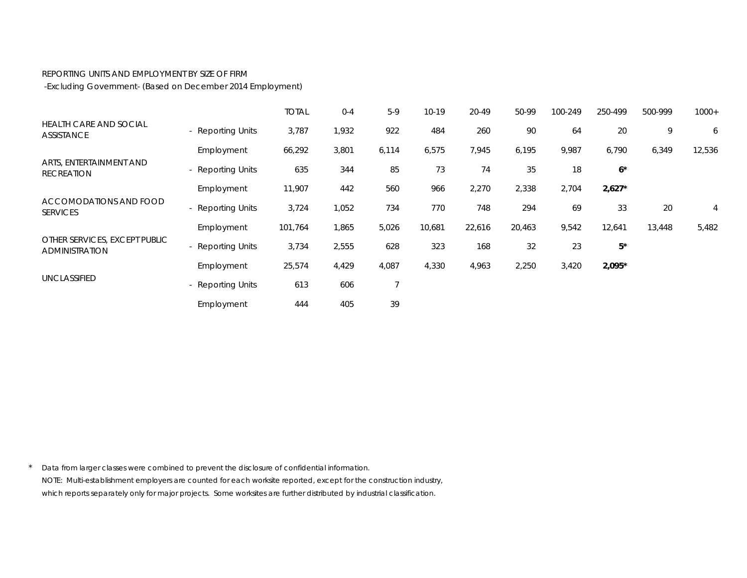REPORTING UNITS AND EMPLOYMENT BY SIZE OF FIRM
-Excluding Government- (Based on December 2014 Employment)

| | | TOTAL | 0-4 | 5-9 | 10-19 | 20-49 | 50-99 | 100-249 | 250-499 | 500-999 | 1000+ |
|---|---|---|---|---|---|---|---|---|---|---|---|
| HEALTH CARE AND SOCIAL ASSISTANCE | - Reporting Units | 3,787 | 1,932 | 922 | 484 | 260 | 90 | 64 | 20 | 9 | 6 |
| | Employment | 66,292 | 3,801 | 6,114 | 6,575 | 7,945 | 6,195 | 9,987 | 6,790 | 6,349 | 12,536 |
| ARTS, ENTERTAINMENT AND RECREATION | - Reporting Units | 635 | 344 | 85 | 73 | 74 | 35 | 18 | **6*** | | |
| | Employment | 11,907 | 442 | 560 | 966 | 2,270 | 2,338 | 2,704 | **2,627*** | | |
| ACCOMODATIONS AND FOOD SERVICES | - Reporting Units | 3,724 | 1,052 | 734 | 770 | 748 | 294 | 69 | 33 | 20 | 4 |
| | Employment | 101,764 | 1,865 | 5,026 | 10,681 | 22,616 | 20,463 | 9,542 | 12,641 | 13,448 | 5,482 |
| OTHER SERVICES, EXCEPT PUBLIC ADMINISTRATION | - Reporting Units | 3,734 | 2,555 | 628 | 323 | 168 | 32 | 23 | **5*** | | |
| | Employment | 25,574 | 4,429 | 4,087 | 4,330 | 4,963 | 2,250 | 3,420 | **2,095*** | | |
| UNCLASSIFIED | - Reporting Units | 613 | 606 | 7 | | | | | | | |
| | Employment | 444 | 405 | 39 | | | | | | | |

\* Data from larger classes were combined to prevent the disclosure of confidential information.

NOTE: Multi-establishment employers are counted for each worksite reported, except for the construction industry, which reports separately only for major projects. Some worksites are further distributed by industrial classification.